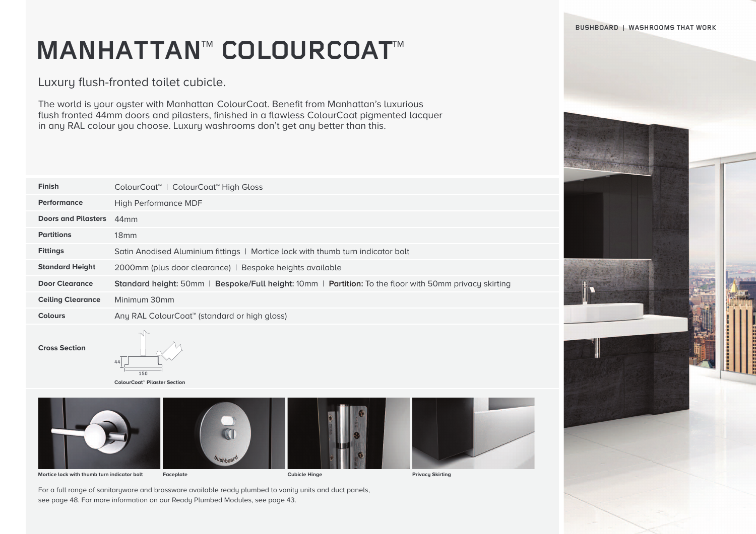# MANHATTAN™ COLOURCOAT™

Luxury flush-fronted toilet cubicle.

The world is your oyster with Manhattan ColourCoat. Benefit from Manhattan's luxurious flush fronted 44mm doors and pilasters, finished in a flawless ColourCoat pigmented lacquer in any RAL colour you choose. Luxury washrooms don't get any better than this.

| | |
|---|---|
| **Finish** | ColourCoat™ I ColourCoat™ High Gloss |
| **Performance** | High Performance MDF |
| **Doors and Pilasters** | 44mm |
| **Partitions** | 18mm |
| **Fittings** | Satin Anodised Aluminium fittings I Mortice lock with thumb turn indicator bolt |
| **Standard Height** | 2000mm (plus door clearance) I Bespoke heights available |
| **Door Clearance** | **Standard height:** 50mm I **Bespoke/Full height:** 10mm I **Partition:** To the floor with 50mm privacy skirting |
| **Ceiling Clearance** | Minimum 30mm |
| **Colours** | Any RAL ColourCoat™ (standard or high gloss) |

**Cross Section**

44

150

**ColourCoat™ Pilaster Section**

**Mortice lock with thumb turn indicator bolt**

**Faceplate**

**Cubicle Hinge**

**Privacy Skirting**

For a full range of sanitaryware and brassware available ready plumbed to vanity units and duct panels, see page 48. For more information on our Ready Plumbed Modules, see page 43.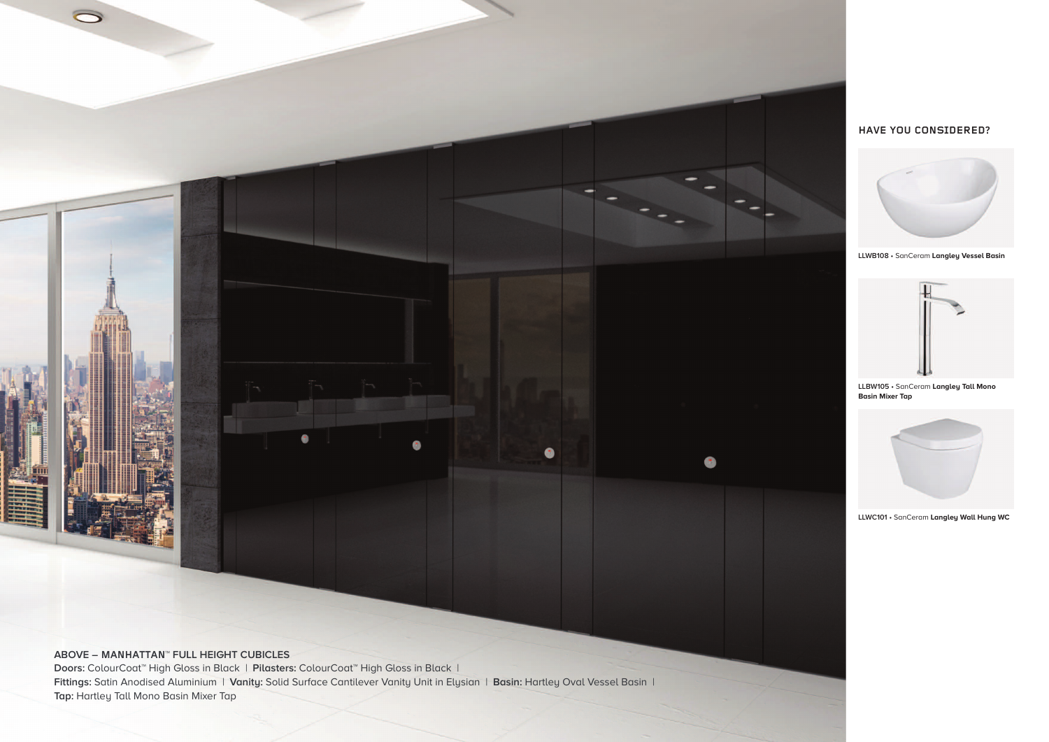**ABOVE – MANHATTAN™ FULL HEIGHT CUBICLES**

**Doors:** ColourCoat™ High Gloss in Black | **Pilasters:** ColourCoat™ High Gloss in Black | **Fittings:** Satin Anodised Aluminium | **Vanity:** Solid Surface Cantilever Vanity Unit in Elysian | **Basin:** Hartley Oval Vessel Basin | **Tap:** Hartley Tall Mono Basin Mixer Tap

## HAVE YOU CONSIDERED?

**LLWB108** • SanCeram **Langley Vessel Basin**

**LLBW105** • SanCeram **Langley Tall Mono Basin Mixer Tap**

**LLWC101** • SanCeram **Langley Wall Hung WC**